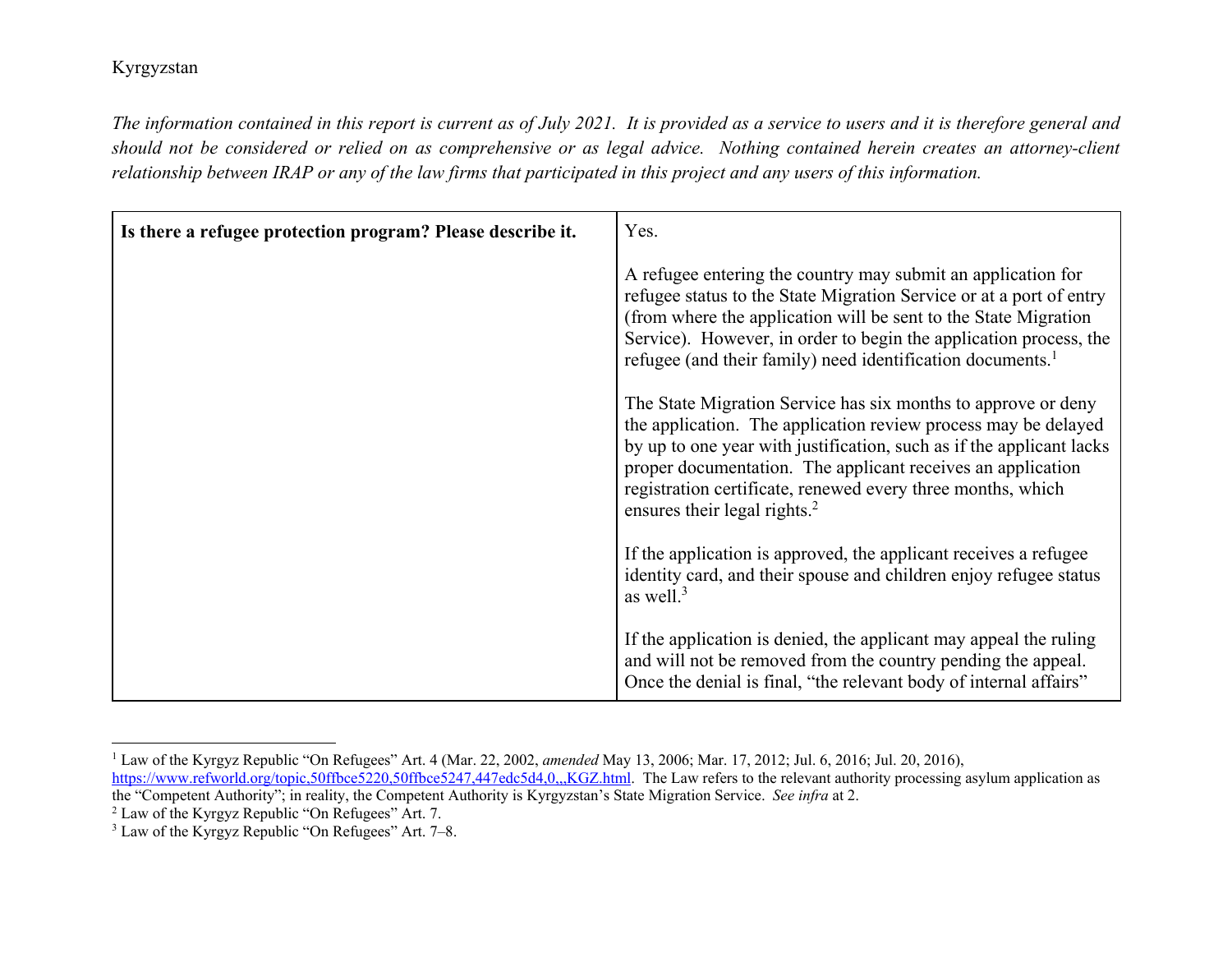Kyrgyzstan

*The information contained in this report is current as of July 2021. It is provided as a service to users and it is therefore general and should not be considered or relied on as comprehensive or as legal advice. Nothing contained herein creates an attorney-client relationship between IRAP or any of the law firms that participated in this project and any users of this information.*

| **Is there a refugee protection program? Please describe it.** | Yes.<br><br>A refugee entering the country may submit an application for refugee status to the State Migration Service or at a port of entry (from where the application will be sent to the State Migration Service). However, in order to begin the application process, the refugee (and their family) need identification documents.[1]<br><br>The State Migration Service has six months to approve or deny the application. The application review process may be delayed by up to one year with justification, such as if the applicant lacks proper documentation. The applicant receives an application registration certificate, renewed every three months, which ensures their legal rights.[2]<br><br>If the application is approved, the applicant receives a refugee identity card, and their spouse and children enjoy refugee status as well.[3]<br><br>If the application is denied, the applicant may appeal the ruling and will not be removed from the country pending the appeal. Once the denial is final, "the relevant body of internal affairs" |
|---|---|

[1] Law of the Kyrgyz Republic "On Refugees" Art. 4 (Mar. 22, 2002, *amended* May 13, 2006; Mar. 17, 2012; Jul. 6, 2016; Jul. 20, 2016), https://www.refworld.org/topic,50ffbce5220,50ffbce5247,447edc5d4,0,,,KGZ.html. The Law refers to the relevant authority processing asylum application as the "Competent Authority"; in reality, the Competent Authority is Kyrgyzstan's State Migration Service. *See infra* at 2.

[2] Law of the Kyrgyz Republic "On Refugees" Art. 7.

[3] Law of the Kyrgyz Republic "On Refugees" Art. 7–8.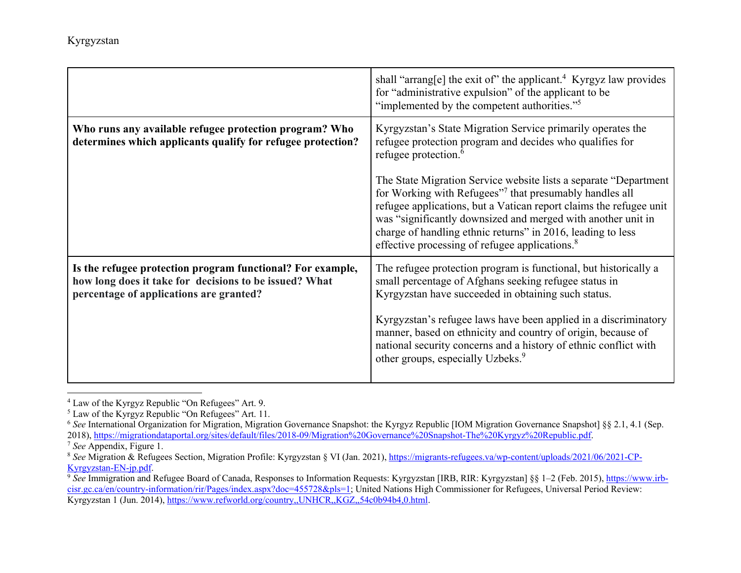| | |
|---|---|
| | shall "arrang[e] the exit of" the applicant.[4] Kyrgyz law provides for "administrative expulsion" of the applicant to be "implemented by the competent authorities."[5] |
| **Who runs any available refugee protection program? Who determines which applicants qualify for refugee protection?** | Kyrgyzstan's State Migration Service primarily operates the refugee protection program and decides who qualifies for refugee protection.[6]<br><br>The State Migration Service website lists a separate "Department for Working with Refugees"[7] that presumably handles all refugee applications, but a Vatican report claims the refugee unit was "significantly downsized and merged with another unit in charge of handling ethnic returns" in 2016, leading to less effective processing of refugee applications.[8] |
| **Is the refugee protection program functional? For example, how long does it take for decisions to be issued? What percentage of applications are granted?** | The refugee protection program is functional, but historically a small percentage of Afghans seeking refugee status in Kyrgyzstan have succeeded in obtaining such status.<br><br>Kyrgyzstan's refugee laws have been applied in a discriminatory manner, based on ethnicity and country of origin, because of national security concerns and a history of ethnic conflict with other groups, especially Uzbeks.[9] |

---

[4] Law of the Kyrgyz Republic "On Refugees" Art. 9.

[5] Law of the Kyrgyz Republic "On Refugees" Art. 11.

[6] *See* International Organization for Migration, Migration Governance Snapshot: the Kyrgyz Republic [IOM Migration Governance Snapshot] §§ 2.1, 4.1 (Sep. 2018), https://migrationdataportal.org/sites/default/files/2018-09/Migration%20Governance%20Snapshot-The%20Kyrgyz%20Republic.pdf.

[7] *See* Appendix, Figure 1.

[8] *See* Migration & Refugees Section, Migration Profile: Kyrgyzstan § VI (Jan. 2021), https://migrants-refugees.va/wp-content/uploads/2021/06/2021-CP-Kyrgyzstan-EN-jp.pdf.

[9] *See* Immigration and Refugee Board of Canada, Responses to Information Requests: Kyrgyzstan [IRB, RIR: Kyrgyzstan] §§ 1–2 (Feb. 2015), https://www.irb-cisr.gc.ca/en/country-information/rir/Pages/index.aspx?doc=455728&pls=1; United Nations High Commissioner for Refugees, Universal Period Review: Kyrgyzstan 1 (Jun. 2014), https://www.refworld.org/country,,UNHCR,,KGZ,,54c0b94b4,0.html.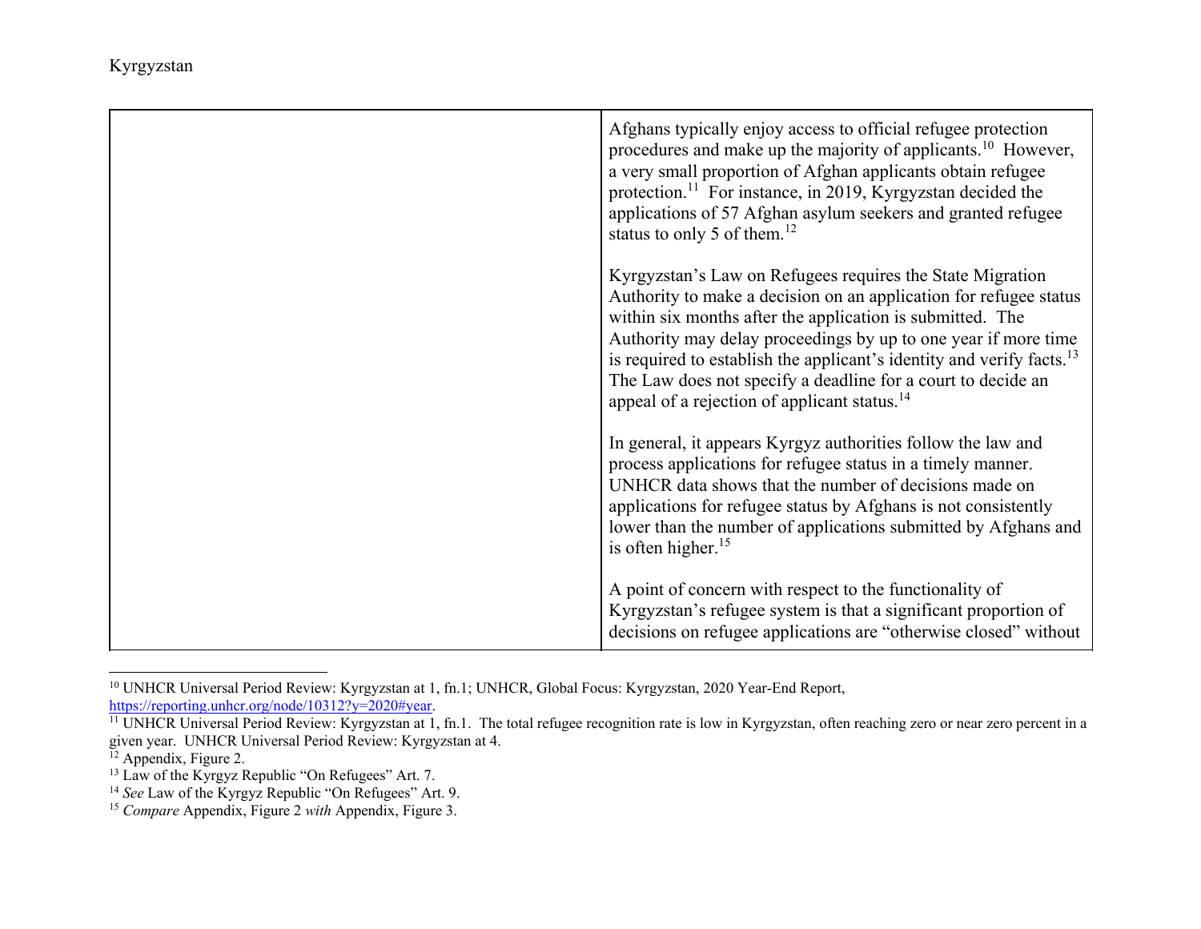| | |
|---|---|
| | Afghans typically enjoy access to official refugee protection procedures and make up the majority of applicants.[10] However, a very small proportion of Afghan applicants obtain refugee protection.[11] For instance, in 2019, Kyrgyzstan decided the applications of 57 Afghan asylum seekers and granted refugee status to only 5 of them.[12]<br><br>Kyrgyzstan's Law on Refugees requires the State Migration Authority to make a decision on an application for refugee status within six months after the application is submitted. The Authority may delay proceedings by up to one year if more time is required to establish the applicant's identity and verify facts.[13] The Law does not specify a deadline for a court to decide an appeal of a rejection of applicant status.[14]<br><br>In general, it appears Kyrgyz authorities follow the law and process applications for refugee status in a timely manner. UNHCR data shows that the number of decisions made on applications for refugee status by Afghans is not consistently lower than the number of applications submitted by Afghans and is often higher.[15]<br><br>A point of concern with respect to the functionality of Kyrgyzstan's refugee system is that a significant proportion of decisions on refugee applications are "otherwise closed" without |

[10] UNHCR Universal Period Review: Kyrgyzstan at 1, fn.1; UNHCR, Global Focus: Kyrgyzstan, 2020 Year-End Report, https://reporting.unhcr.org/node/10312?y=2020#year.

[11] UNHCR Universal Period Review: Kyrgyzstan at 1, fn.1. The total refugee recognition rate is low in Kyrgyzstan, often reaching zero or near zero percent in a given year. UNHCR Universal Period Review: Kyrgyzstan at 4.

[12] Appendix, Figure 2.

[13] Law of the Kyrgyz Republic "On Refugees" Art. 7.

[14] *See* Law of the Kyrgyz Republic "On Refugees" Art. 9.

[15] *Compare* Appendix, Figure 2 *with* Appendix, Figure 3.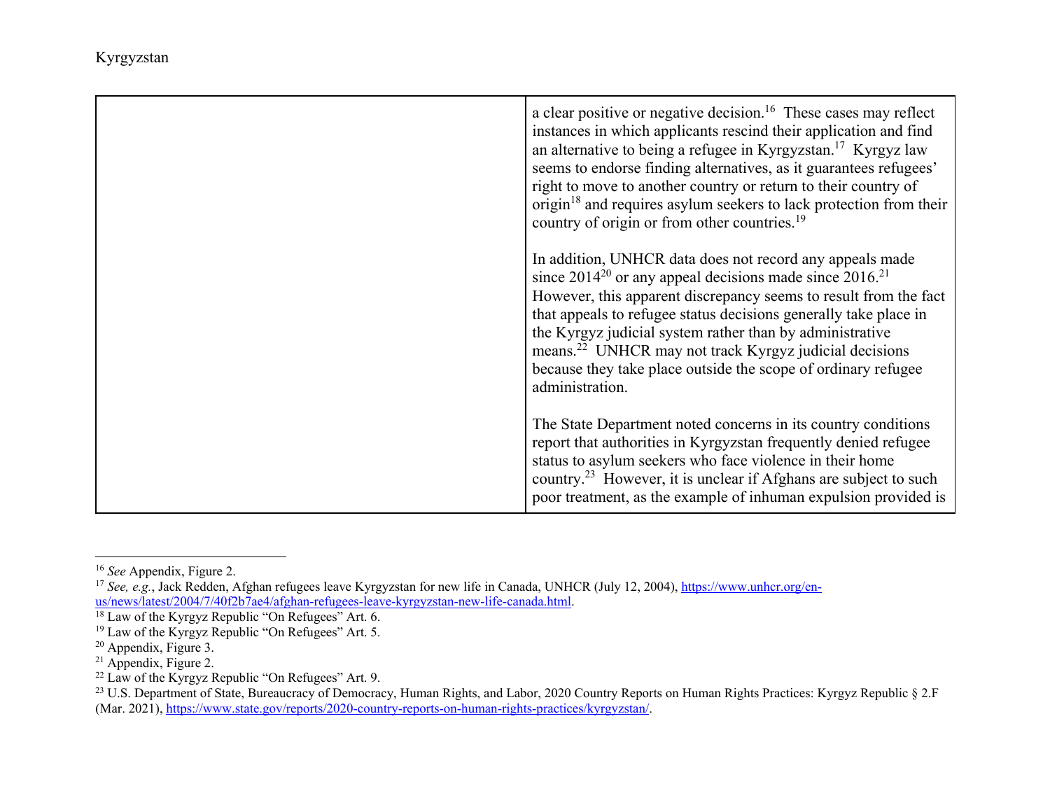| | |
|---|---|
| | a clear positive or negative decision.[16] These cases may reflect instances in which applicants rescind their application and find an alternative to being a refugee in Kyrgyzstan.[17] Kyrgyz law seems to endorse finding alternatives, as it guarantees refugees' right to move to another country or return to their country of origin[18] and requires asylum seekers to lack protection from their country of origin or from other countries.[19]<br><br>In addition, UNHCR data does not record any appeals made since 2014[20] or any appeal decisions made since 2016.[21] However, this apparent discrepancy seems to result from the fact that appeals to refugee status decisions generally take place in the Kyrgyz judicial system rather than by administrative means.[22] UNHCR may not track Kyrgyz judicial decisions because they take place outside the scope of ordinary refugee administration.<br><br>The State Department noted concerns in its country conditions report that authorities in Kyrgyzstan frequently denied refugee status to asylum seekers who face violence in their home country.[23] However, it is unclear if Afghans are subject to such poor treatment, as the example of inhuman expulsion provided is |

[16] *See* Appendix, Figure 2.

[17] *See, e.g.*, Jack Redden, Afghan refugees leave Kyrgyzstan for new life in Canada, UNHCR (July 12, 2004), https://www.unhcr.org/en-us/news/latest/2004/7/40f2b7ae4/afghan-refugees-leave-kyrgyzstan-new-life-canada.html.

[18] Law of the Kyrgyz Republic "On Refugees" Art. 6.

[19] Law of the Kyrgyz Republic "On Refugees" Art. 5.

[20] Appendix, Figure 3.

[21] Appendix, Figure 2.

[22] Law of the Kyrgyz Republic "On Refugees" Art. 9.

[23] U.S. Department of State, Bureaucracy of Democracy, Human Rights, and Labor, 2020 Country Reports on Human Rights Practices: Kyrgyz Republic § 2.F (Mar. 2021), https://www.state.gov/reports/2020-country-reports-on-human-rights-practices/kyrgyzstan/.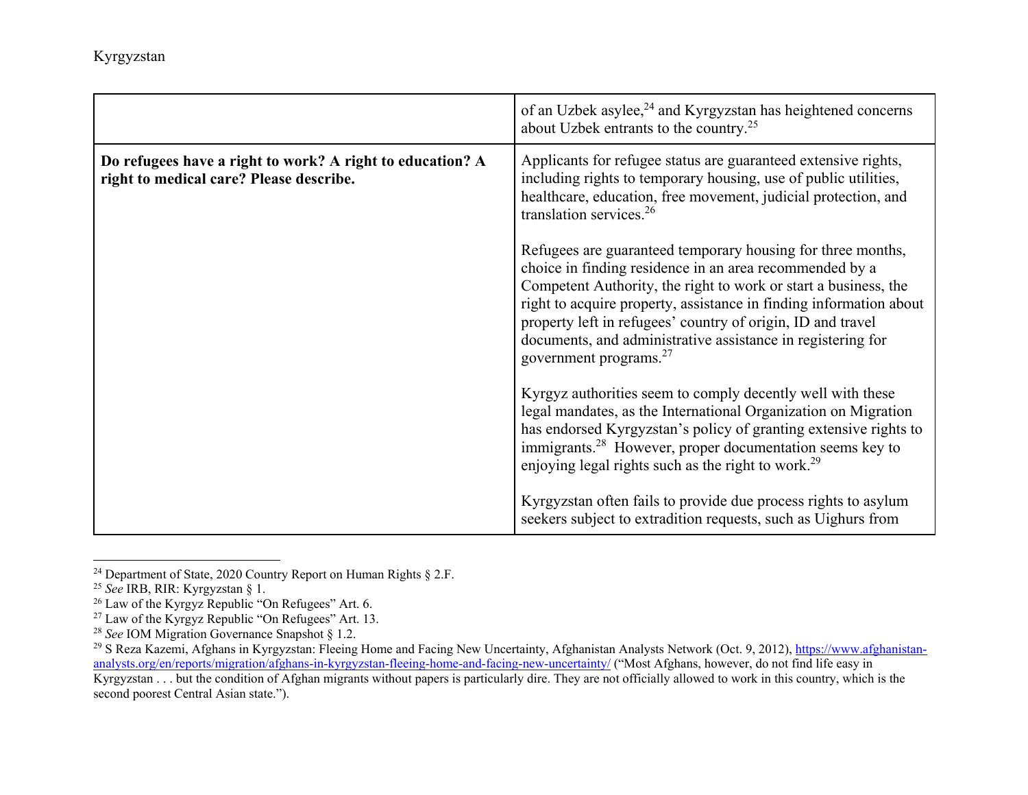| | |
|---|---|
| | of an Uzbek asylee,[24] and Kyrgyzstan has heightened concerns about Uzbek entrants to the country.[25] |
| **Do refugees have a right to work? A right to education? A right to medical care? Please describe.** | Applicants for refugee status are guaranteed extensive rights, including rights to temporary housing, use of public utilities, healthcare, education, free movement, judicial protection, and translation services.[26]<br><br>Refugees are guaranteed temporary housing for three months, choice in finding residence in an area recommended by a Competent Authority, the right to work or start a business, the right to acquire property, assistance in finding information about property left in refugees' country of origin, ID and travel documents, and administrative assistance in registering for government programs.[27]<br><br>Kyrgyz authorities seem to comply decently well with these legal mandates, as the International Organization on Migration has endorsed Kyrgyzstan's policy of granting extensive rights to immigrants.[28] However, proper documentation seems key to enjoying legal rights such as the right to work.[29]<br><br>Kyrgyzstan often fails to provide due process rights to asylum seekers subject to extradition requests, such as Uighurs from |

[24] Department of State, 2020 Country Report on Human Rights § 2.F.

[25] *See* IRB, RIR: Kyrgyzstan § 1.

[26] Law of the Kyrgyz Republic "On Refugees" Art. 6.

[27] Law of the Kyrgyz Republic "On Refugees" Art. 13.

[28] *See* IOM Migration Governance Snapshot § 1.2.

[29] S Reza Kazemi, Afghans in Kyrgyzstan: Fleeing Home and Facing New Uncertainty, Afghanistan Analysts Network (Oct. 9, 2012), https://www.afghanistan-analysts.org/en/reports/migration/afghans-in-kyrgyzstan-fleeing-home-and-facing-new-uncertainty/ ("Most Afghans, however, do not find life easy in Kyrgyzstan . . . but the condition of Afghan migrants without papers is particularly dire. They are not officially allowed to work in this country, which is the second poorest Central Asian state.").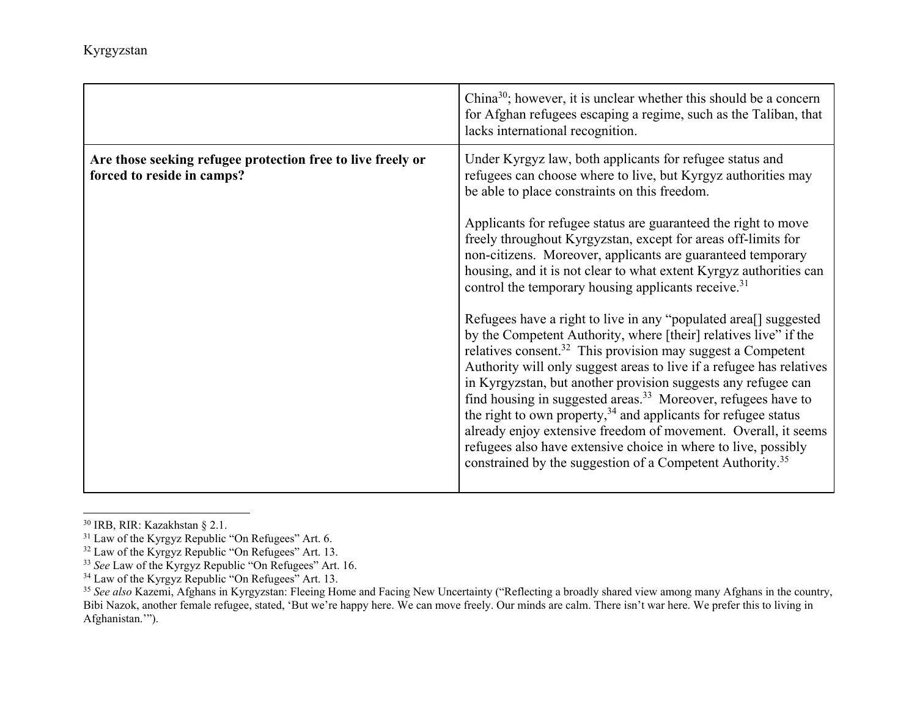| | |
|---|---|
| | China[30]; however, it is unclear whether this should be a concern for Afghan refugees escaping a regime, such as the Taliban, that lacks international recognition. |
| **Are those seeking refugee protection free to live freely or forced to reside in camps?** | Under Kyrgyz law, both applicants for refugee status and refugees can choose where to live, but Kyrgyz authorities may be able to place constraints on this freedom.<br><br>Applicants for refugee status are guaranteed the right to move freely throughout Kyrgyzstan, except for areas off-limits for non-citizens. Moreover, applicants are guaranteed temporary housing, and it is not clear to what extent Kyrgyz authorities can control the temporary housing applicants receive.[31]<br><br>Refugees have a right to live in any "populated area[] suggested by the Competent Authority, where [their] relatives live" if the relatives consent.[32] This provision may suggest a Competent Authority will only suggest areas to live if a refugee has relatives in Kyrgyzstan, but another provision suggests any refugee can find housing in suggested areas.[33] Moreover, refugees have to the right to own property,[34] and applicants for refugee status already enjoy extensive freedom of movement. Overall, it seems refugees also have extensive choice in where to live, possibly constrained by the suggestion of a Competent Authority.[35] |

[30] IRB, RIR: Kazakhstan § 2.1.
[31] Law of the Kyrgyz Republic "On Refugees" Art. 6.
[32] Law of the Kyrgyz Republic "On Refugees" Art. 13.
[33] *See* Law of the Kyrgyz Republic "On Refugees" Art. 16.
[34] Law of the Kyrgyz Republic "On Refugees" Art. 13.
[35] *See also* Kazemi, Afghans in Kyrgyzstan: Fleeing Home and Facing New Uncertainty ("Reflecting a broadly shared view among many Afghans in the country, Bibi Nazok, another female refugee, stated, 'But we're happy here. We can move freely. Our minds are calm. There isn't war here. We prefer this to living in Afghanistan.'").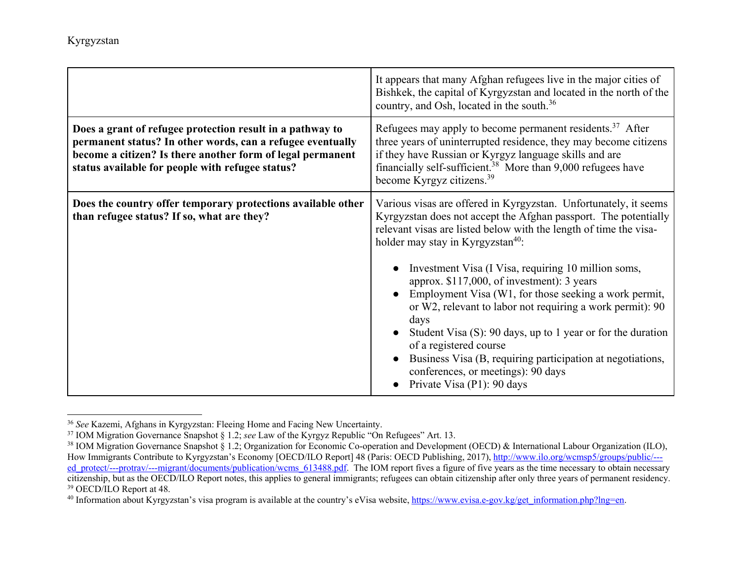Kyrgyzstan

| | |
|---|---|
| | It appears that many Afghan refugees live in the major cities of Bishkek, the capital of Kyrgyzstan and located in the north of the country, and Osh, located in the south.[36] |
| **Does a grant of refugee protection result in a pathway to permanent status? In other words, can a refugee eventually become a citizen? Is there another form of legal permanent status available for people with refugee status?** | Refugees may apply to become permanent residents.[37] After three years of uninterrupted residence, they may become citizens if they have Russian or Kyrgyz language skills and are financially self-sufficient.[38] More than 9,000 refugees have become Kyrgyz citizens.[39] |
| **Does the country offer temporary protections available other than refugee status? If so, what are they?** | Various visas are offered in Kyrgyzstan. Unfortunately, it seems Kyrgyzstan does not accept the Afghan passport. The potentially relevant visas are listed below with the length of time the visa-holder may stay in Kyrgyzstan[40]:<br><br>● Investment Visa (I Visa, requiring 10 million soms, approx. $117,000, of investment): 3 years<br>● Employment Visa (W1, for those seeking a work permit, or W2, relevant to labor not requiring a work permit): 90 days<br>● Student Visa (S): 90 days, up to 1 year or for the duration of a registered course<br>● Business Visa (B, requiring participation at negotiations, conferences, or meetings): 90 days<br>● Private Visa (P1): 90 days |

---

[36] *See* Kazemi, Afghans in Kyrgyzstan: Fleeing Home and Facing New Uncertainty.

[37] IOM Migration Governance Snapshot § 1.2; *see* Law of the Kyrgyz Republic "On Refugees" Art. 13.

[38] IOM Migration Governance Snapshot § 1.2; Organization for Economic Co-operation and Development (OECD) & International Labour Organization (ILO), How Immigrants Contribute to Kyrgyzstan's Economy [OECD/ILO Report] 48 (Paris: OECD Publishing, 2017), http://www.ilo.org/wcmsp5/groups/public/---ed_protect/---protrav/---migrant/documents/publication/wcms_613488.pdf. The IOM report fives a figure of five years as the time necessary to obtain necessary citizenship, but as the OECD/ILO Report notes, this applies to general immigrants; refugees can obtain citizenship after only three years of permanent residency.

[39] OECD/ILO Report at 48.

[40] Information about Kyrgyzstan's visa program is available at the country's eVisa website, https://www.evisa.e-gov.kg/get_information.php?lng=en.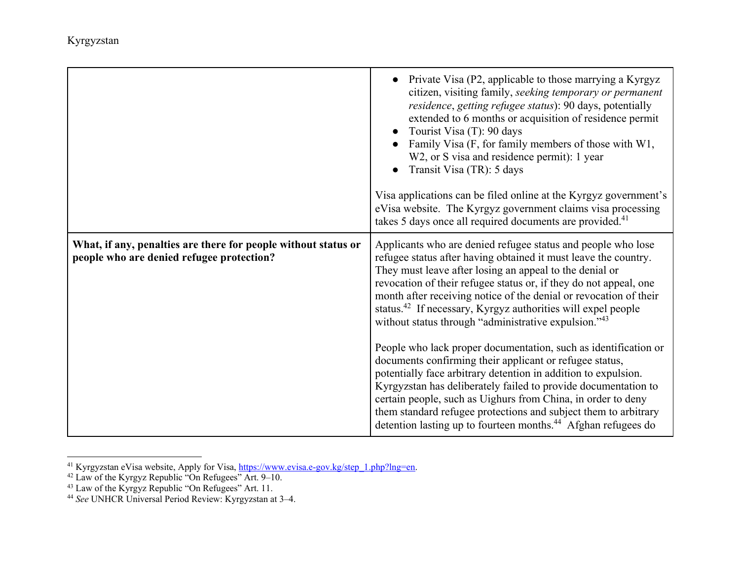| | |
|---|---|
| | • Private Visa (P2, applicable to those marrying a Kyrgyz citizen, visiting family, *seeking temporary or permanent residence*, *getting refugee status*): 90 days, potentially extended to 6 months or acquisition of residence permit<br>• Tourist Visa (T): 90 days<br>• Family Visa (F, for family members of those with W1, W2, or S visa and residence permit): 1 year<br>• Transit Visa (TR): 5 days<br><br>Visa applications can be filed online at the Kyrgyz government's eVisa website. The Kyrgyz government claims visa processing takes 5 days once all required documents are provided.[41] |
| **What, if any, penalties are there for people without status or people who are denied refugee protection?** | Applicants who are denied refugee status and people who lose refugee status after having obtained it must leave the country. They must leave after losing an appeal to the denial or revocation of their refugee status or, if they do not appeal, one month after receiving notice of the denial or revocation of their status.[42] If necessary, Kyrgyz authorities will expel people without status through "administrative expulsion."[43]<br><br>People who lack proper documentation, such as identification or documents confirming their applicant or refugee status, potentially face arbitrary detention in addition to expulsion. Kyrgyzstan has deliberately failed to provide documentation to certain people, such as Uighurs from China, in order to deny them standard refugee protections and subject them to arbitrary detention lasting up to fourteen months.[44] Afghan refugees do |

[41] Kyrgyzstan eVisa website, Apply for Visa, https://www.evisa.e-gov.kg/step_1.php?lng=en.

[42] Law of the Kyrgyz Republic "On Refugees" Art. 9–10.

[43] Law of the Kyrgyz Republic "On Refugees" Art. 11.

[44] *See* UNHCR Universal Period Review: Kyrgyzstan at 3–4.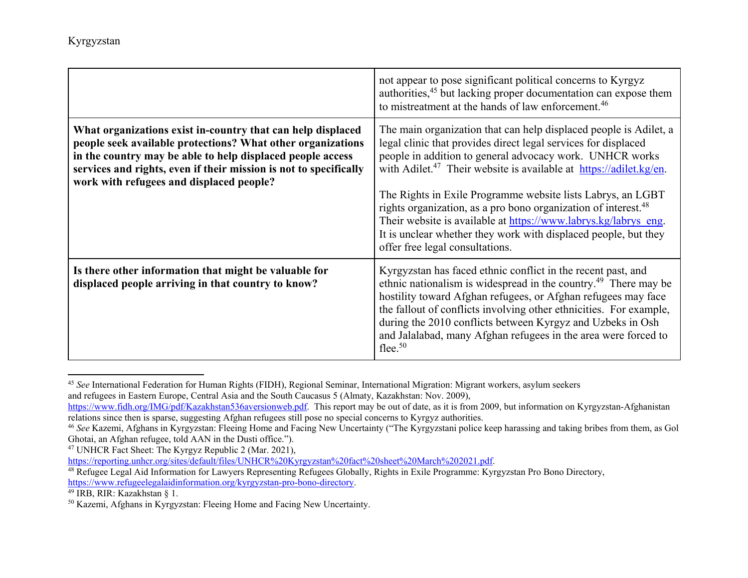| | |
|---|---|
| | not appear to pose significant political concerns to Kyrgyz authorities,[45] but lacking proper documentation can expose them to mistreatment at the hands of law enforcement.[46] |
| **What organizations exist in-country that can help displaced people seek available protections? What other organizations in the country may be able to help displaced people access services and rights, even if their mission is not to specifically work with refugees and displaced people?** | The main organization that can help displaced people is Adilet, a legal clinic that provides direct legal services for displaced people in addition to general advocacy work. UNHCR works with Adilet.[47] Their website is available at https://adilet.kg/en.<br><br>The Rights in Exile Programme website lists Labrys, an LGBT rights organization, as a pro bono organization of interest.[48] Their website is available at https://www.labrys.kg/labrys_eng. It is unclear whether they work with displaced people, but they offer free legal consultations. |
| **Is there other information that might be valuable for displaced people arriving in that country to know?** | Kyrgyzstan has faced ethnic conflict in the recent past, and ethnic nationalism is widespread in the country.[49] There may be hostility toward Afghan refugees, or Afghan refugees may face the fallout of conflicts involving other ethnicities. For example, during the 2010 conflicts between Kyrgyz and Uzbeks in Osh and Jalalabad, many Afghan refugees in the area were forced to flee.[50] |

[45] *See* International Federation for Human Rights (FIDH), Regional Seminar, International Migration: Migrant workers, asylum seekers and refugees in Eastern Europe, Central Asia and the South Caucasus 5 (Almaty, Kazakhstan: Nov. 2009), https://www.fidh.org/IMG/pdf/Kazakhstan536aversionweb.pdf. This report may be out of date, as it is from 2009, but information on Kyrgyzstan-Afghanistan relations since then is sparse, suggesting Afghan refugees still pose no special concerns to Kyrgyz authorities.

[46] *See* Kazemi, Afghans in Kyrgyzstan: Fleeing Home and Facing New Uncertainty ("The Kyrgyzstani police keep harassing and taking bribes from them, as Gol Ghotai, an Afghan refugee, told AAN in the Dusti office.").

[47] UNHCR Fact Sheet: The Kyrgyz Republic 2 (Mar. 2021), https://reporting.unhcr.org/sites/default/files/UNHCR%20Kyrgyzstan%20fact%20sheet%20March%202021.pdf.

[48] Refugee Legal Aid Information for Lawyers Representing Refugees Globally, Rights in Exile Programme: Kyrgyzstan Pro Bono Directory, https://www.refugeelegalaidinformation.org/kyrgyzstan-pro-bono-directory.

[49] IRB, RIR: Kazakhstan § 1.

[50] Kazemi, Afghans in Kyrgyzstan: Fleeing Home and Facing New Uncertainty.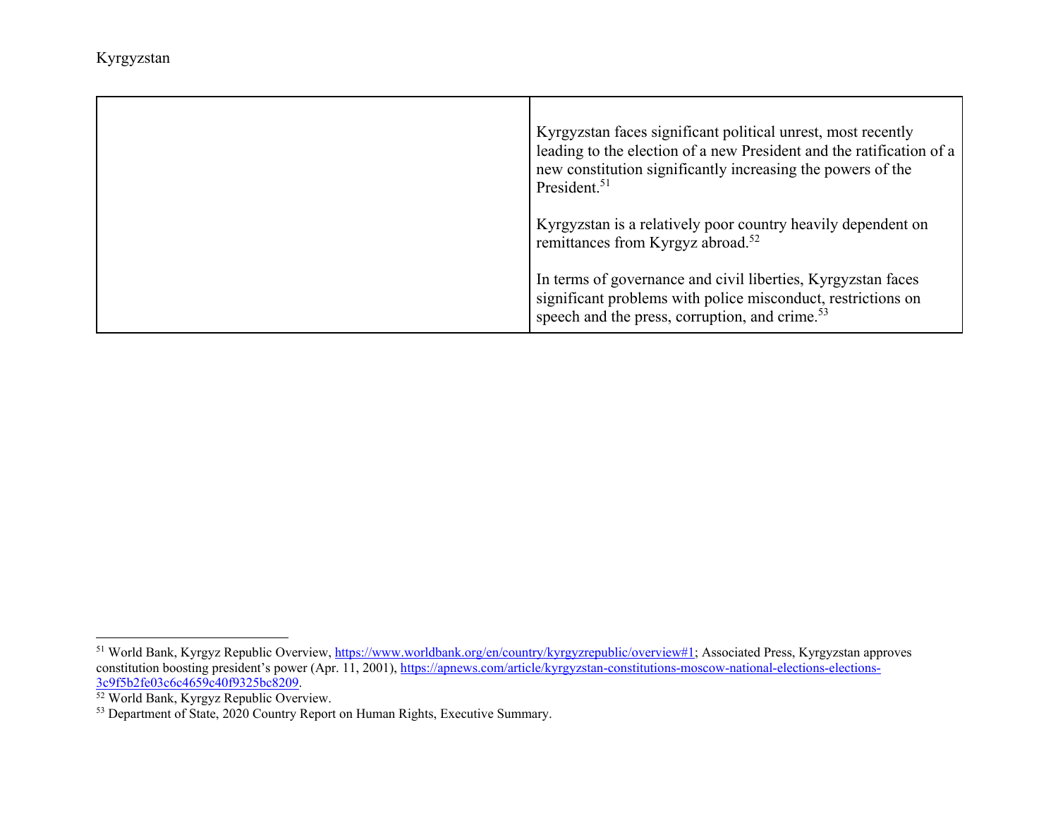| | |
|---|---|
| | Kyrgyzstan faces significant political unrest, most recently leading to the election of a new President and the ratification of a new constitution significantly increasing the powers of the President.[51]<br><br>Kyrgyzstan is a relatively poor country heavily dependent on remittances from Kyrgyz abroad.[52]<br><br>In terms of governance and civil liberties, Kyrgyzstan faces significant problems with police misconduct, restrictions on speech and the press, corruption, and crime.[53] |

[51] World Bank, Kyrgyz Republic Overview, https://www.worldbank.org/en/country/kyrgyzrepublic/overview#1; Associated Press, Kyrgyzstan approves constitution boosting president's power (Apr. 11, 2001), https://apnews.com/article/kyrgyzstan-constitutions-moscow-national-elections-elections-3c9f5b2fe03c6c4659c40f9325bc8209.

[52] World Bank, Kyrgyz Republic Overview.

[53] Department of State, 2020 Country Report on Human Rights, Executive Summary.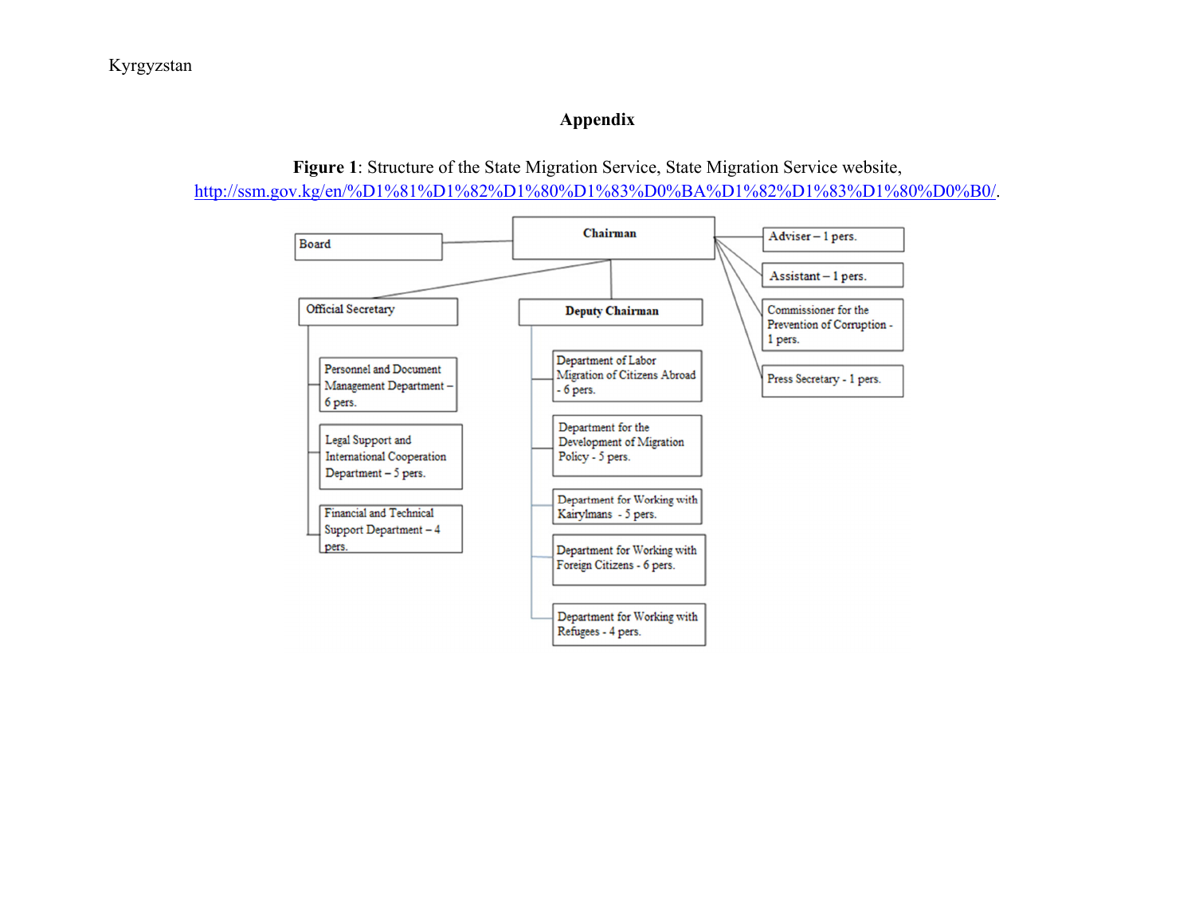## Appendix

**Figure 1**: Structure of the State Migration Service, State Migration Service website, http://ssm.gov.kg/en/%D1%81%D1%82%D1%80%D1%83%D0%BA%D1%82%D1%83%D1%80%D0%B0/.

- **Chairman**
  - Board
  - Adviser – 1 pers.
  - Assistant – 1 pers.
  - Commissioner for the Prevention of Corruption - 1 pers.
  - Press Secretary - 1 pers.
  - Official Secretary
    - Personnel and Document Management Department – 6 pers.
    - Legal Support and International Cooperation Department – 5 pers.
    - Financial and Technical Support Department – 4 pers.
  - **Deputy Chairman**
    - Department of Labor Migration of Citizens Abroad - 6 pers.
    - Department for the Development of Migration Policy - 5 pers.
    - Department for Working with Kairylmans - 5 pers.
    - Department for Working with Foreign Citizens - 6 pers.
    - Department for Working with Refugees - 4 pers.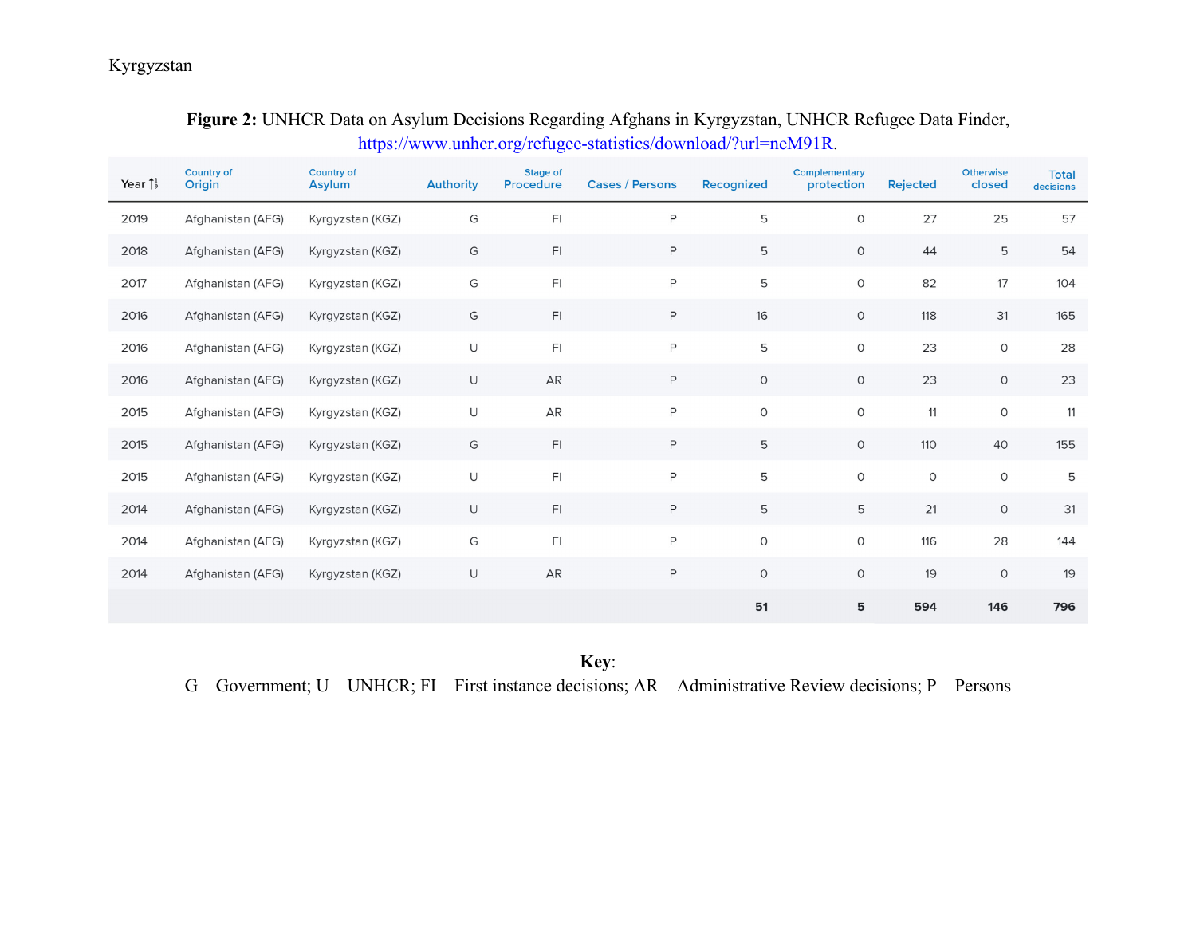Kyrgyzstan

**Figure 2:** UNHCR Data on Asylum Decisions Regarding Afghans in Kyrgyzstan, UNHCR Refugee Data Finder, https://www.unhcr.org/refugee-statistics/download/?url=neM91R.

| Year | Country of Origin | Country of Asylum | Authority | Stage of Procedure | Cases / Persons | Recognized | Complementary protection | Rejected | Otherwise closed | Total decisions |
|---|---|---|---|---|---|---|---|---|---|---|
| 2019 | Afghanistan (AFG) | Kyrgyzstan (KGZ) | G | FI | P | 5 | 0 | 27 | 25 | 57 |
| 2018 | Afghanistan (AFG) | Kyrgyzstan (KGZ) | G | FI | P | 5 | 0 | 44 | 5 | 54 |
| 2017 | Afghanistan (AFG) | Kyrgyzstan (KGZ) | G | FI | P | 5 | 0 | 82 | 17 | 104 |
| 2016 | Afghanistan (AFG) | Kyrgyzstan (KGZ) | G | FI | P | 16 | 0 | 118 | 31 | 165 |
| 2016 | Afghanistan (AFG) | Kyrgyzstan (KGZ) | U | FI | P | 5 | 0 | 23 | 0 | 28 |
| 2016 | Afghanistan (AFG) | Kyrgyzstan (KGZ) | U | AR | P | 0 | 0 | 23 | 0 | 23 |
| 2015 | Afghanistan (AFG) | Kyrgyzstan (KGZ) | U | AR | P | 0 | 0 | 11 | 0 | 11 |
| 2015 | Afghanistan (AFG) | Kyrgyzstan (KGZ) | G | FI | P | 5 | 0 | 110 | 40 | 155 |
| 2015 | Afghanistan (AFG) | Kyrgyzstan (KGZ) | U | FI | P | 5 | 0 | 0 | 0 | 5 |
| 2014 | Afghanistan (AFG) | Kyrgyzstan (KGZ) | U | FI | P | 5 | 5 | 21 | 0 | 31 |
| 2014 | Afghanistan (AFG) | Kyrgyzstan (KGZ) | G | FI | P | 0 | 0 | 116 | 28 | 144 |
| 2014 | Afghanistan (AFG) | Kyrgyzstan (KGZ) | U | AR | P | 0 | 0 | 19 | 0 | 19 |
| | | | | | | **51** | **5** | **594** | **146** | **796** |

**Key**:
G – Government; U – UNHCR; FI – First instance decisions; AR – Administrative Review decisions; P – Persons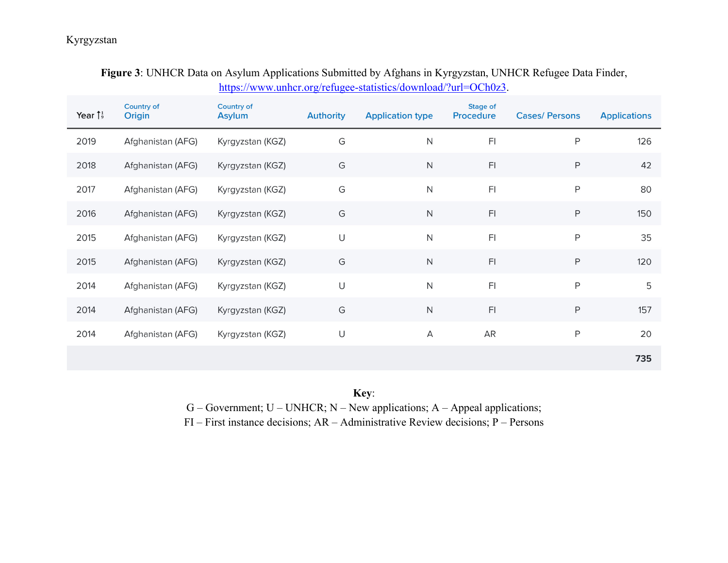Kyrgyzstan

**Figure 3**: UNHCR Data on Asylum Applications Submitted by Afghans in Kyrgyzstan, UNHCR Refugee Data Finder, https://www.unhcr.org/refugee-statistics/download/?url=OCh0z3.

| Year | Country of Origin | Country of Asylum | Authority | Application type | Stage of Procedure | Cases/ Persons | Applications |
|---|---|---|---|---|---|---|---|
| 2019 | Afghanistan (AFG) | Kyrgyzstan (KGZ) | G | N | FI | P | 126 |
| 2018 | Afghanistan (AFG) | Kyrgyzstan (KGZ) | G | N | FI | P | 42 |
| 2017 | Afghanistan (AFG) | Kyrgyzstan (KGZ) | G | N | FI | P | 80 |
| 2016 | Afghanistan (AFG) | Kyrgyzstan (KGZ) | G | N | FI | P | 150 |
| 2015 | Afghanistan (AFG) | Kyrgyzstan (KGZ) | U | N | FI | P | 35 |
| 2015 | Afghanistan (AFG) | Kyrgyzstan (KGZ) | G | N | FI | P | 120 |
| 2014 | Afghanistan (AFG) | Kyrgyzstan (KGZ) | U | N | FI | P | 5 |
| 2014 | Afghanistan (AFG) | Kyrgyzstan (KGZ) | G | N | FI | P | 157 |
| 2014 | Afghanistan (AFG) | Kyrgyzstan (KGZ) | U | A | AR | P | 20 |
| | | | | | | | **735** |

**Key**:
G – Government; U – UNHCR; N – New applications; A – Appeal applications;
FI – First instance decisions; AR – Administrative Review decisions; P – Persons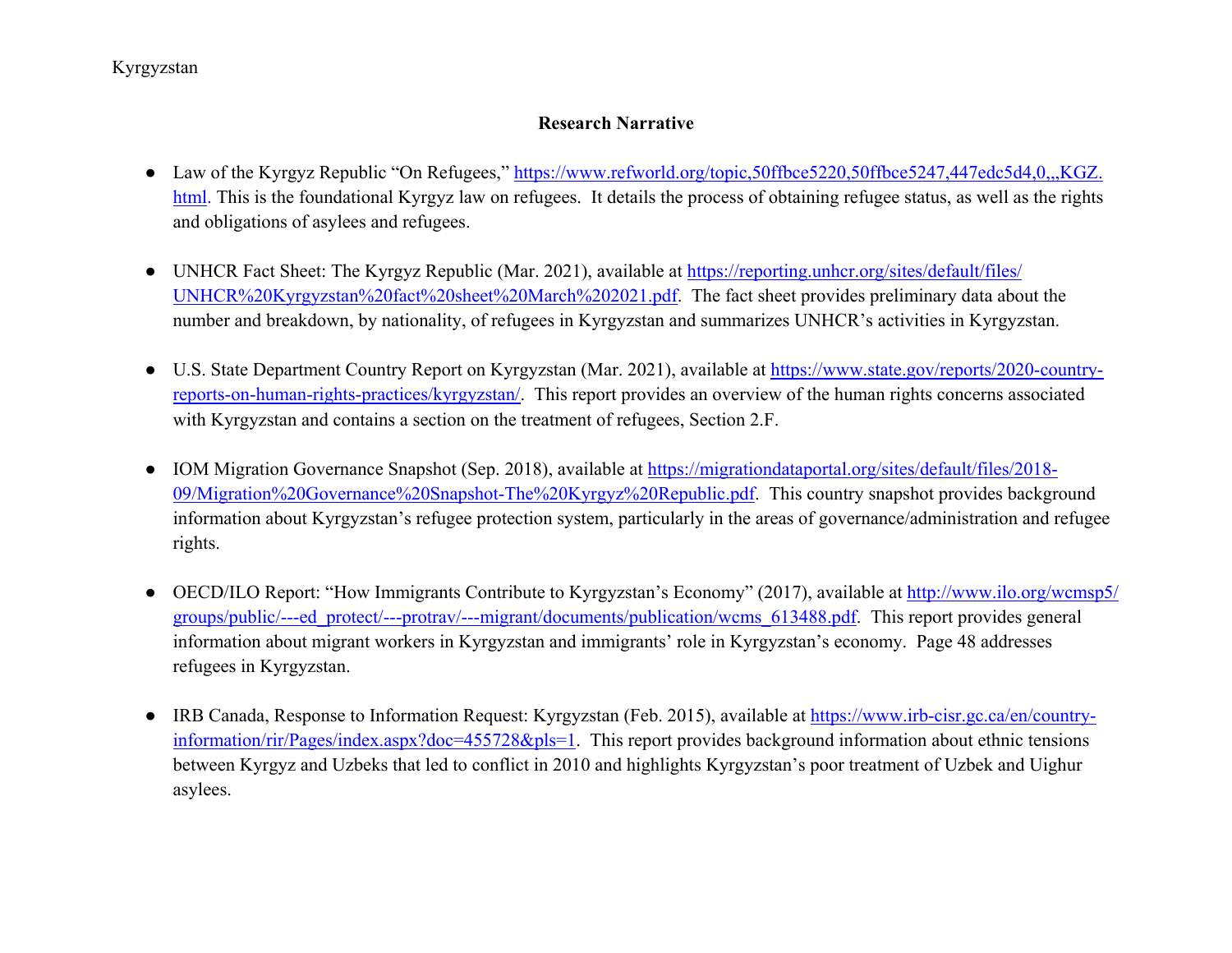Kyrgyzstan

## Research Narrative

- Law of the Kyrgyz Republic "On Refugees," https://www.refworld.org/topic,50ffbce5220,50ffbce5247,447edc5d4,0,,,KGZ.html. This is the foundational Kyrgyz law on refugees. It details the process of obtaining refugee status, as well as the rights and obligations of asylees and refugees.

- UNHCR Fact Sheet: The Kyrgyz Republic (Mar. 2021), available at https://reporting.unhcr.org/sites/default/files/UNHCR%20Kyrgyzstan%20fact%20sheet%20March%202021.pdf. The fact sheet provides preliminary data about the number and breakdown, by nationality, of refugees in Kyrgyzstan and summarizes UNHCR's activities in Kyrgyzstan.

- U.S. State Department Country Report on Kyrgyzstan (Mar. 2021), available at https://www.state.gov/reports/2020-country-reports-on-human-rights-practices/kyrgyzstan/. This report provides an overview of the human rights concerns associated with Kyrgyzstan and contains a section on the treatment of refugees, Section 2.F.

- IOM Migration Governance Snapshot (Sep. 2018), available at https://migrationdataportal.org/sites/default/files/2018-09/Migration%20Governance%20Snapshot-The%20Kyrgyz%20Republic.pdf. This country snapshot provides background information about Kyrgyzstan's refugee protection system, particularly in the areas of governance/administration and refugee rights.

- OECD/ILO Report: "How Immigrants Contribute to Kyrgyzstan's Economy" (2017), available at http://www.ilo.org/wcmsp5/groups/public/---ed_protect/---protrav/---migrant/documents/publication/wcms_613488.pdf. This report provides general information about migrant workers in Kyrgyzstan and immigrants' role in Kyrgyzstan's economy. Page 48 addresses refugees in Kyrgyzstan.

- IRB Canada, Response to Information Request: Kyrgyzstan (Feb. 2015), available at https://www.irb-cisr.gc.ca/en/country-information/rir/Pages/index.aspx?doc=455728&pls=1. This report provides background information about ethnic tensions between Kyrgyz and Uzbeks that led to conflict in 2010 and highlights Kyrgyzstan's poor treatment of Uzbek and Uighur asylees.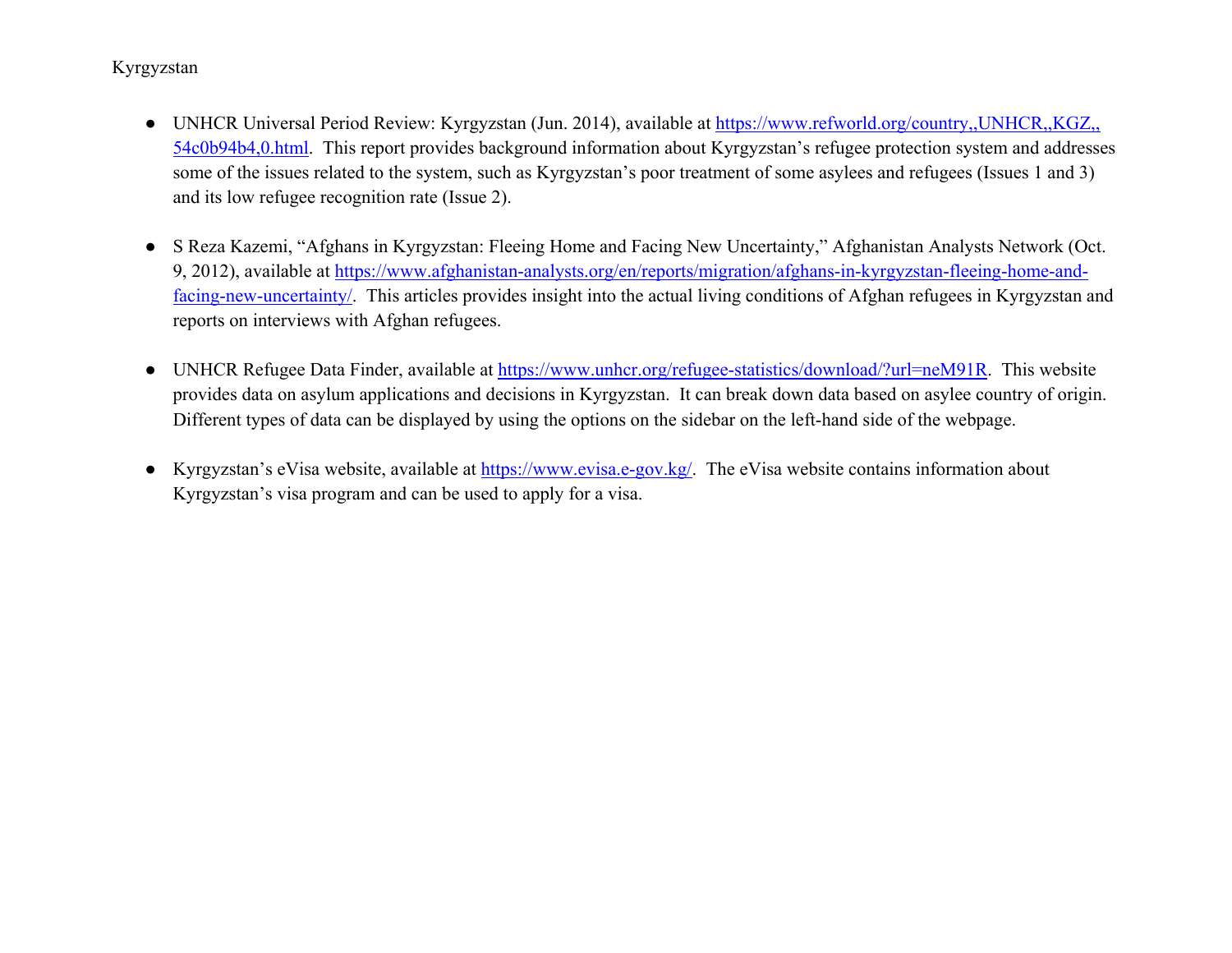Kyrgyzstan

- UNHCR Universal Period Review: Kyrgyzstan (Jun. 2014), available at [https://www.refworld.org/country,,UNHCR,,KGZ,,54c0b94b4,0.html](https://www.refworld.org/country,,UNHCR,,KGZ,,54c0b94b4,0.html). This report provides background information about Kyrgyzstan's refugee protection system and addresses some of the issues related to the system, such as Kyrgyzstan's poor treatment of some asylees and refugees (Issues 1 and 3) and its low refugee recognition rate (Issue 2).

- S Reza Kazemi, "Afghans in Kyrgyzstan: Fleeing Home and Facing New Uncertainty," Afghanistan Analysts Network (Oct. 9, 2012), available at [https://www.afghanistan-analysts.org/en/reports/migration/afghans-in-kyrgyzstan-fleeing-home-and-facing-new-uncertainty/](https://www.afghanistan-analysts.org/en/reports/migration/afghans-in-kyrgyzstan-fleeing-home-and-facing-new-uncertainty/). This articles provides insight into the actual living conditions of Afghan refugees in Kyrgyzstan and reports on interviews with Afghan refugees.

- UNHCR Refugee Data Finder, available at [https://www.unhcr.org/refugee-statistics/download/?url=neM91R](https://www.unhcr.org/refugee-statistics/download/?url=neM91R). This website provides data on asylum applications and decisions in Kyrgyzstan. It can break down data based on asylee country of origin. Different types of data can be displayed by using the options on the sidebar on the left-hand side of the webpage.

- Kyrgyzstan's eVisa website, available at [https://www.evisa.e-gov.kg/](https://www.evisa.e-gov.kg/). The eVisa website contains information about Kyrgyzstan's visa program and can be used to apply for a visa.